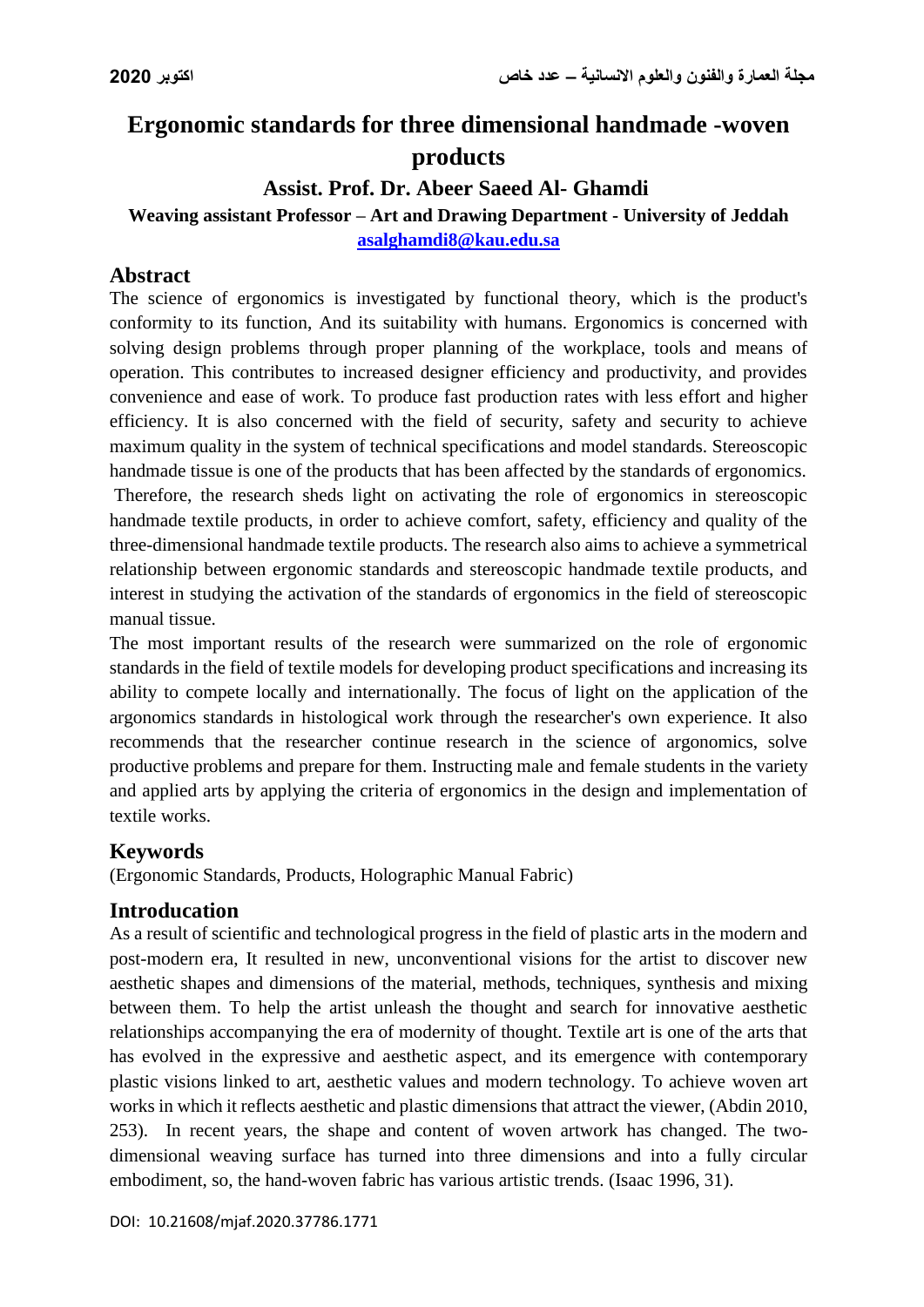# Ergonomic standards for three dimensional handmade -woven products

## Assist. Prof. Dr. Abeer Saeed Al- Ghamdi

**Weaving assistant Professor – Art and Drawing Department - University of Jeddah**

**asalghamdi8@kau.edu.sa**

## Abstract

The science of ergonomics is investigated by functional theory, which is the product's conformity to its function, And its suitability with humans. Ergonomics is concerned with solving design problems through proper planning of the workplace, tools and means of operation. This contributes to increased designer efficiency and productivity, and provides convenience and ease of work. To produce fast production rates with less effort and higher efficiency. It is also concerned with the field of security, safety and security to achieve maximum quality in the system of technical specifications and model standards. Stereoscopic handmade tissue is one of the products that has been affected by the standards of ergonomics. Therefore, the research sheds light on activating the role of ergonomics in stereoscopic handmade textile products, in order to achieve comfort, safety, efficiency and quality of the three-dimensional handmade textile products. The research also aims to achieve a symmetrical relationship between ergonomic standards and stereoscopic handmade textile products, and interest in studying the activation of the standards of ergonomics in the field of stereoscopic manual tissue.

The most important results of the research were summarized on the role of ergonomic standards in the field of textile models for developing product specifications and increasing its ability to compete locally and internationally. The focus of light on the application of the argonomics standards in histological work through the researcher's own experience. It also recommends that the researcher continue research in the science of argonomics, solve productive problems and prepare for them. Instructing male and female students in the variety and applied arts by applying the criteria of ergonomics in the design and implementation of textile works.

## Keywords

(Ergonomic Standards, Products, Holographic Manual Fabric)

## Introducation

As a result of scientific and technological progress in the field of plastic arts in the modern and post-modern era, It resulted in new, unconventional visions for the artist to discover new aesthetic shapes and dimensions of the material, methods, techniques, synthesis and mixing between them. To help the artist unleash the thought and search for innovative aesthetic relationships accompanying the era of modernity of thought. Textile art is one of the arts that has evolved in the expressive and aesthetic aspect, and its emergence with contemporary plastic visions linked to art, aesthetic values and modern technology. To achieve woven art works in which it reflects aesthetic and plastic dimensions that attract the viewer, (Abdin 2010, 253). In recent years, the shape and content of woven artwork has changed. The two-dimensional weaving surface has turned into three dimensions and into a fully circular embodiment, so, the hand-woven fabric has various artistic trends. (Isaac 1996, 31).

DOI: 10.21608/mjaf.2020.37786.1771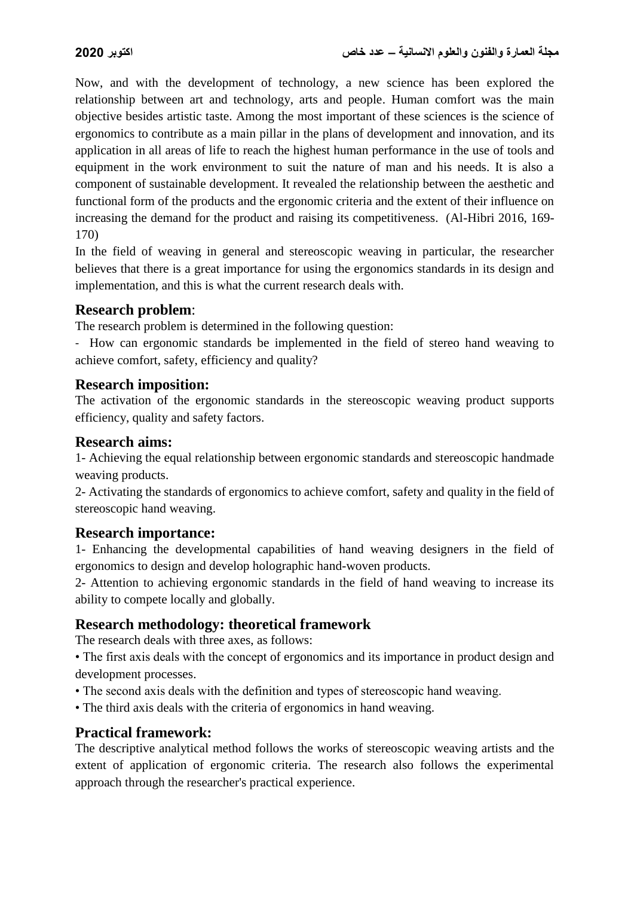Now, and with the development of technology, a new science has been explored the relationship between art and technology, arts and people. Human comfort was the main objective besides artistic taste. Among the most important of these sciences is the science of ergonomics to contribute as a main pillar in the plans of development and innovation, and its application in all areas of life to reach the highest human performance in the use of tools and equipment in the work environment to suit the nature of man and his needs. It is also a component of sustainable development. It revealed the relationship between the aesthetic and functional form of the products and the ergonomic criteria and the extent of their influence on increasing the demand for the product and raising its competitiveness. (Al-Hibri 2016, 169-170)

In the field of weaving in general and stereoscopic weaving in particular, the researcher believes that there is a great importance for using the ergonomics standards in its design and implementation, and this is what the current research deals with.

## Research problem:

The research problem is determined in the following question:

- How can ergonomic standards be implemented in the field of stereo hand weaving to achieve comfort, safety, efficiency and quality?

## Research imposition:

The activation of the ergonomic standards in the stereoscopic weaving product supports efficiency, quality and safety factors.

## Research aims:

1- Achieving the equal relationship between ergonomic standards and stereoscopic handmade weaving products.

2- Activating the standards of ergonomics to achieve comfort, safety and quality in the field of stereoscopic hand weaving.

## Research importance:

1- Enhancing the developmental capabilities of hand weaving designers in the field of ergonomics to design and develop holographic hand-woven products.

2- Attention to achieving ergonomic standards in the field of hand weaving to increase its ability to compete locally and globally.

## Research methodology: theoretical framework

The research deals with three axes, as follows:

- The first axis deals with the concept of ergonomics and its importance in product design and development processes.
- The second axis deals with the definition and types of stereoscopic hand weaving.
- The third axis deals with the criteria of ergonomics in hand weaving.

## Practical framework:

The descriptive analytical method follows the works of stereoscopic weaving artists and the extent of application of ergonomic criteria. The research also follows the experimental approach through the researcher's practical experience.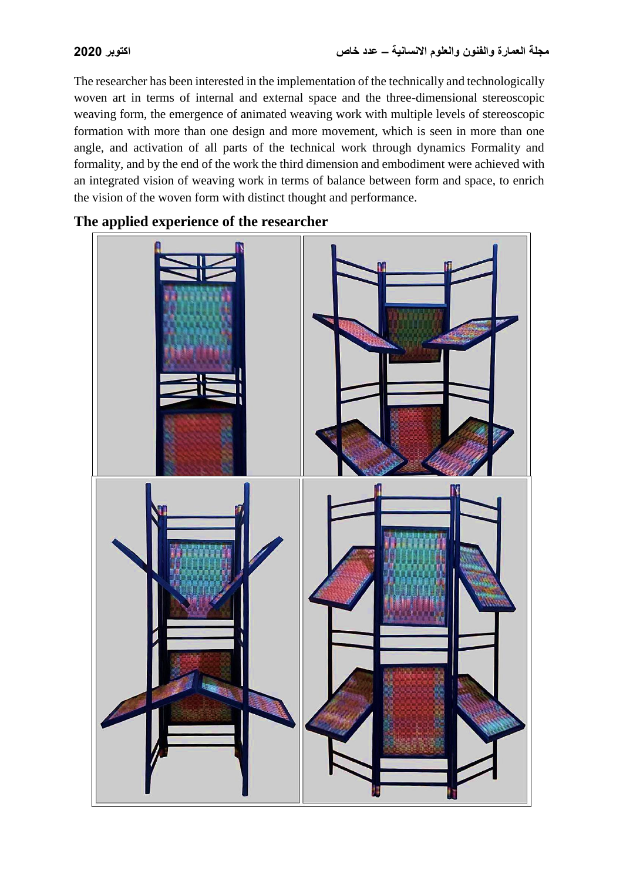The researcher has been interested in the implementation of the technically and technologically woven art in terms of internal and external space and the three-dimensional stereoscopic weaving form, the emergence of animated weaving work with multiple levels of stereoscopic formation with more than one design and more movement, which is seen in more than one angle, and activation of all parts of the technical work through dynamics Formality and formality, and by the end of the work the third dimension and embodiment were achieved with an integrated vision of weaving work in terms of balance between form and space, to enrich the vision of the woven form with distinct thought and performance.

## The applied experience of the researcher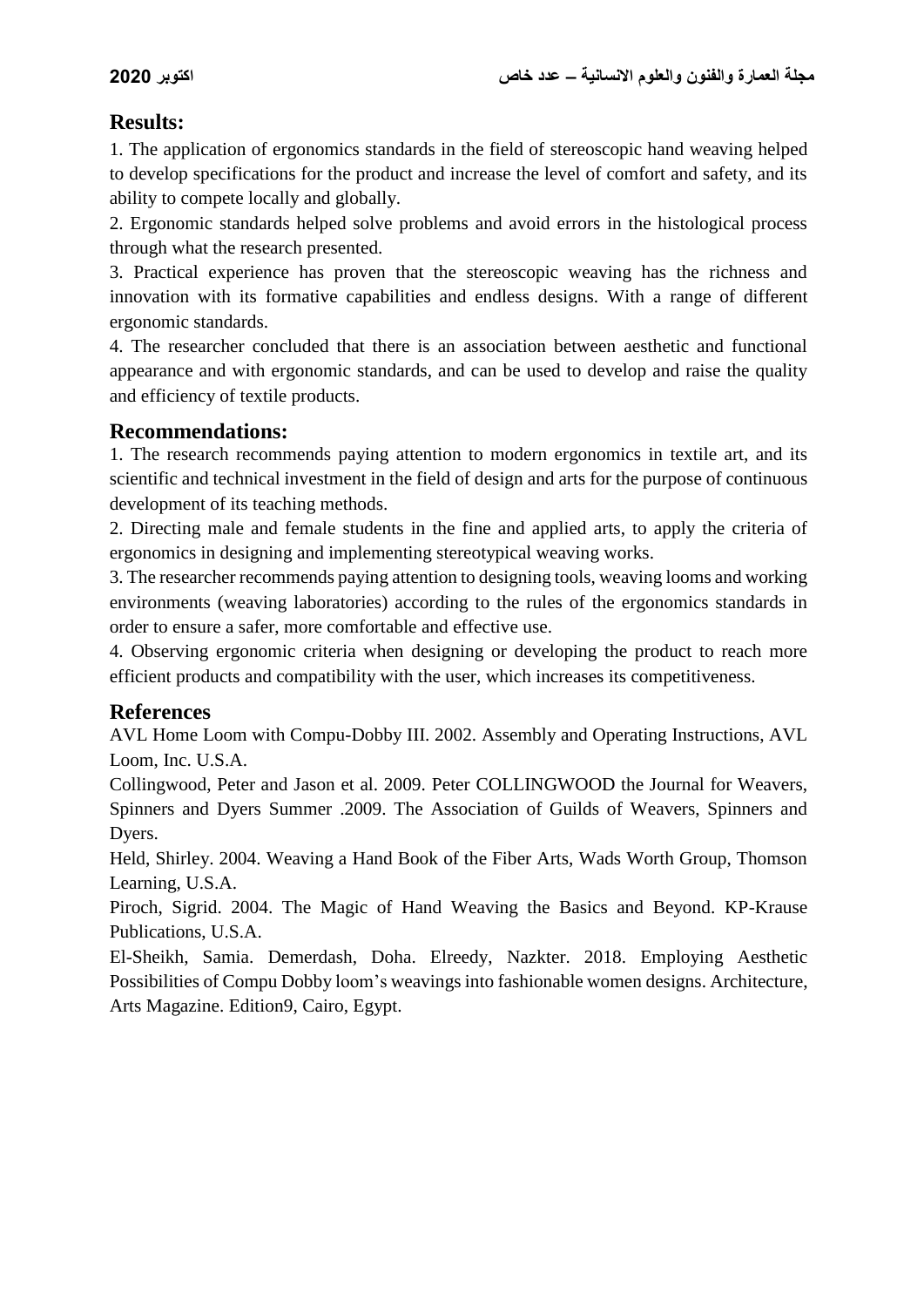## Results:

1. The application of ergonomics standards in the field of stereoscopic hand weaving helped to develop specifications for the product and increase the level of comfort and safety, and its ability to compete locally and globally.
2. Ergonomic standards helped solve problems and avoid errors in the histological process through what the research presented.
3. Practical experience has proven that the stereoscopic weaving has the richness and innovation with its formative capabilities and endless designs. With a range of different ergonomic standards.
4. The researcher concluded that there is an association between aesthetic and functional appearance and with ergonomic standards, and can be used to develop and raise the quality and efficiency of textile products.

## Recommendations:

1. The research recommends paying attention to modern ergonomics in textile art, and its scientific and technical investment in the field of design and arts for the purpose of continuous development of its teaching methods.
2. Directing male and female students in the fine and applied arts, to apply the criteria of ergonomics in designing and implementing stereotypical weaving works.
3. The researcher recommends paying attention to designing tools, weaving looms and working environments (weaving laboratories) according to the rules of the ergonomics standards in order to ensure a safer, more comfortable and effective use.
4. Observing ergonomic criteria when designing or developing the product to reach more efficient products and compatibility with the user, which increases its competitiveness.

## References

AVL Home Loom with Compu-Dobby III. 2002. Assembly and Operating Instructions, AVL Loom, Inc. U.S.A.

Collingwood, Peter and Jason et al. 2009. Peter COLLINGWOOD the Journal for Weavers, Spinners and Dyers Summer .2009. The Association of Guilds of Weavers, Spinners and Dyers.

Held, Shirley. 2004. Weaving a Hand Book of the Fiber Arts, Wads Worth Group, Thomson Learning, U.S.A.

Piroch, Sigrid. 2004. The Magic of Hand Weaving the Basics and Beyond. KP-Krause Publications, U.S.A.

El-Sheikh, Samia. Demerdash, Doha. Elreedy, Nazkter. 2018. Employing Aesthetic Possibilities of Compu Dobby loom's weavings into fashionable women designs. Architecture, Arts Magazine. Edition9, Cairo, Egypt.